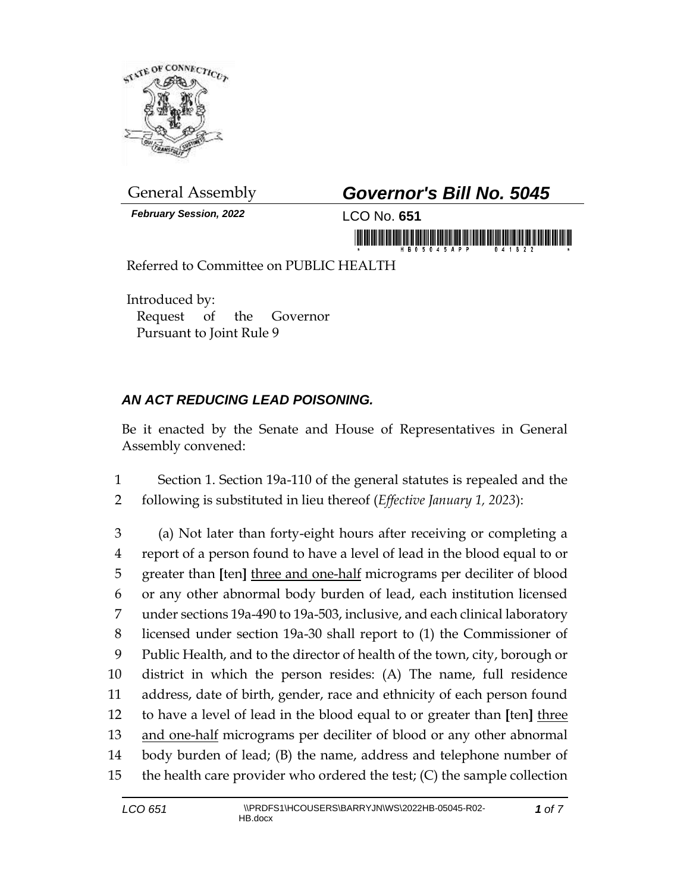General Assembly

***February Session, 2022***

# ***Governor's Bill No. 5045***

LCO No. **651**

Referred to Committee on PUBLIC HEALTH

Introduced by:
Request of the Governor
Pursuant to Joint Rule 9

## ***AN ACT REDUCING LEAD POISONING.***

Be it enacted by the Senate and House of Representatives in General Assembly convened:

1 Section 1. Section 19a-110 of the general statutes is repealed and the
2 following is substituted in lieu thereof (*Effective January 1, 2023*):

3 (a) Not later than forty-eight hours after receiving or completing a
4 report of a person found to have a level of lead in the blood equal to or
5 greater than **[**ten**]** <u>three and one-half</u> micrograms per deciliter of blood
6 or any other abnormal body burden of lead, each institution licensed
7 under sections 19a-490 to 19a-503, inclusive, and each clinical laboratory
8 licensed under section 19a-30 shall report to (1) the Commissioner of
9 Public Health, and to the director of health of the town, city, borough or
10 district in which the person resides: (A) The name, full residence
11 address, date of birth, gender, race and ethnicity of each person found
12 to have a level of lead in the blood equal to or greater than **[**ten**]** <u>three</u>
13 <u>and one-half</u> micrograms per deciliter of blood or any other abnormal
14 body burden of lead; (B) the name, address and telephone number of
15 the health care provider who ordered the test; (C) the sample collection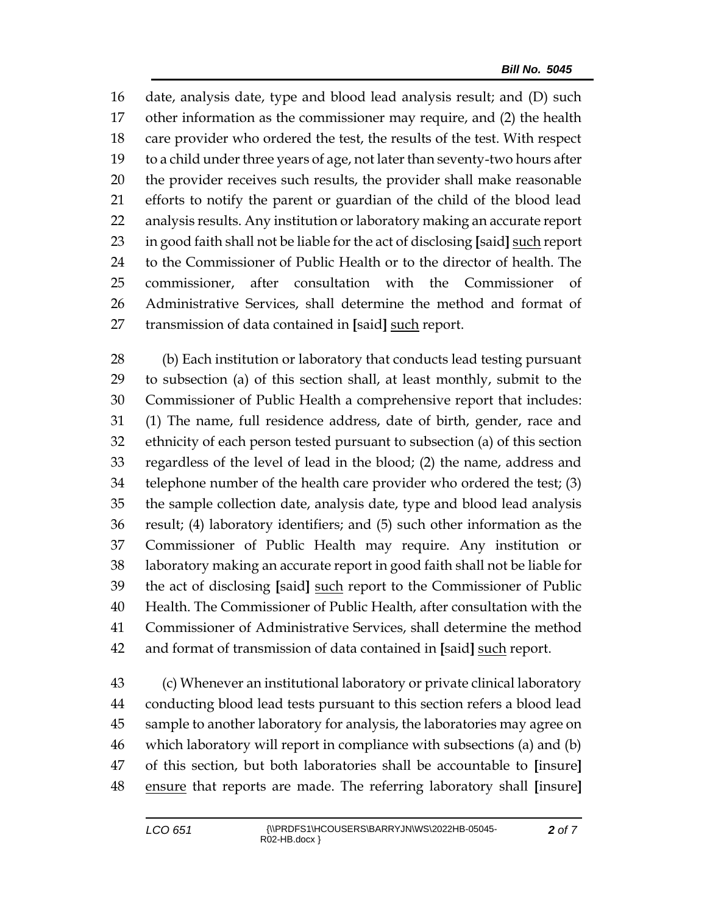date, analysis date, type and blood lead analysis result; and (D) such other information as the commissioner may require, and (2) the health care provider who ordered the test, the results of the test. With respect to a child under three years of age, not later than seventy-two hours after the provider receives such results, the provider shall make reasonable efforts to notify the parent or guardian of the child of the blood lead analysis results. Any institution or laboratory making an accurate report in good faith shall not be liable for the act of disclosing [said] <u>such</u> report to the Commissioner of Public Health or to the director of health. The commissioner, after consultation with the Commissioner of Administrative Services, shall determine the method and format of transmission of data contained in [said] <u>such</u> report.

(b) Each institution or laboratory that conducts lead testing pursuant to subsection (a) of this section shall, at least monthly, submit to the Commissioner of Public Health a comprehensive report that includes: (1) The name, full residence address, date of birth, gender, race and ethnicity of each person tested pursuant to subsection (a) of this section regardless of the level of lead in the blood; (2) the name, address and telephone number of the health care provider who ordered the test; (3) the sample collection date, analysis date, type and blood lead analysis result; (4) laboratory identifiers; and (5) such other information as the Commissioner of Public Health may require. Any institution or laboratory making an accurate report in good faith shall not be liable for the act of disclosing [said] <u>such</u> report to the Commissioner of Public Health. The Commissioner of Public Health, after consultation with the Commissioner of Administrative Services, shall determine the method and format of transmission of data contained in [said] <u>such</u> report.

(c) Whenever an institutional laboratory or private clinical laboratory conducting blood lead tests pursuant to this section refers a blood lead sample to another laboratory for analysis, the laboratories may agree on which laboratory will report in compliance with subsections (a) and (b) of this section, but both laboratories shall be accountable to [insure] <u>ensure</u> that reports are made. The referring laboratory shall [insure]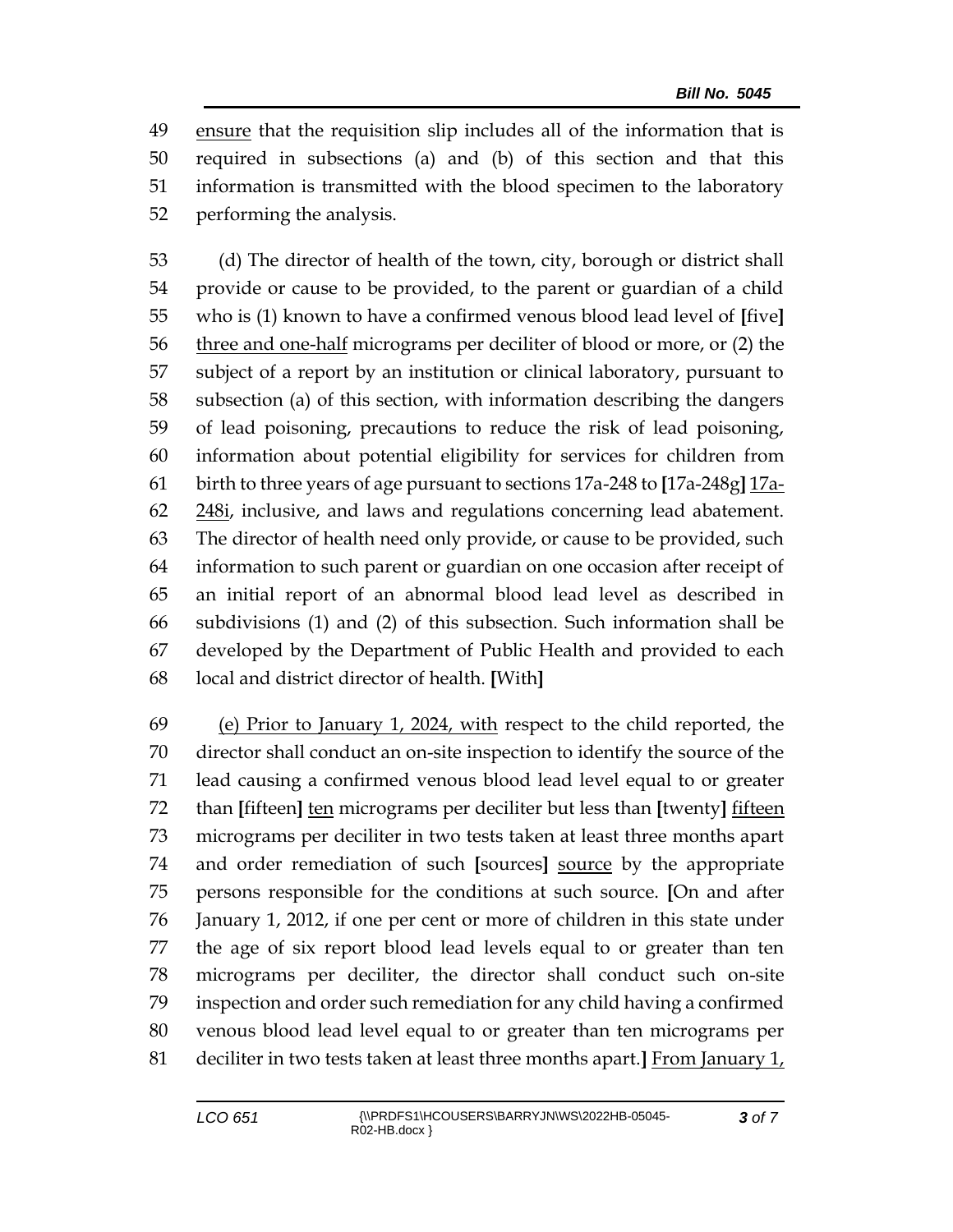49 ensure that the requisition slip includes all of the information that is
50 required in subsections (a) and (b) of this section and that this
51 information is transmitted with the blood specimen to the laboratory
52 performing the analysis.

53 (d) The director of health of the town, city, borough or district shall
54 provide or cause to be provided, to the parent or guardian of a child
55 who is (1) known to have a confirmed venous blood lead level of [five]
56 three and one-half micrograms per deciliter of blood or more, or (2) the
57 subject of a report by an institution or clinical laboratory, pursuant to
58 subsection (a) of this section, with information describing the dangers
59 of lead poisoning, precautions to reduce the risk of lead poisoning,
60 information about potential eligibility for services for children from
61 birth to three years of age pursuant to sections 17a-248 to [17a-248g] 17a-
62 248i, inclusive, and laws and regulations concerning lead abatement.
63 The director of health need only provide, or cause to be provided, such
64 information to such parent or guardian on one occasion after receipt of
65 an initial report of an abnormal blood lead level as described in
66 subdivisions (1) and (2) of this subsection. Such information shall be
67 developed by the Department of Public Health and provided to each
68 local and district director of health. [With]

69 (e) Prior to January 1, 2024, with respect to the child reported, the
70 director shall conduct an on-site inspection to identify the source of the
71 lead causing a confirmed venous blood lead level equal to or greater
72 than [fifteen] ten micrograms per deciliter but less than [twenty] fifteen
73 micrograms per deciliter in two tests taken at least three months apart
74 and order remediation of such [sources] source by the appropriate
75 persons responsible for the conditions at such source. [On and after
76 January 1, 2012, if one per cent or more of children in this state under
77 the age of six report blood lead levels equal to or greater than ten
78 micrograms per deciliter, the director shall conduct such on-site
79 inspection and order such remediation for any child having a confirmed
80 venous blood lead level equal to or greater than ten micrograms per
81 deciliter in two tests taken at least three months apart.] From January 1,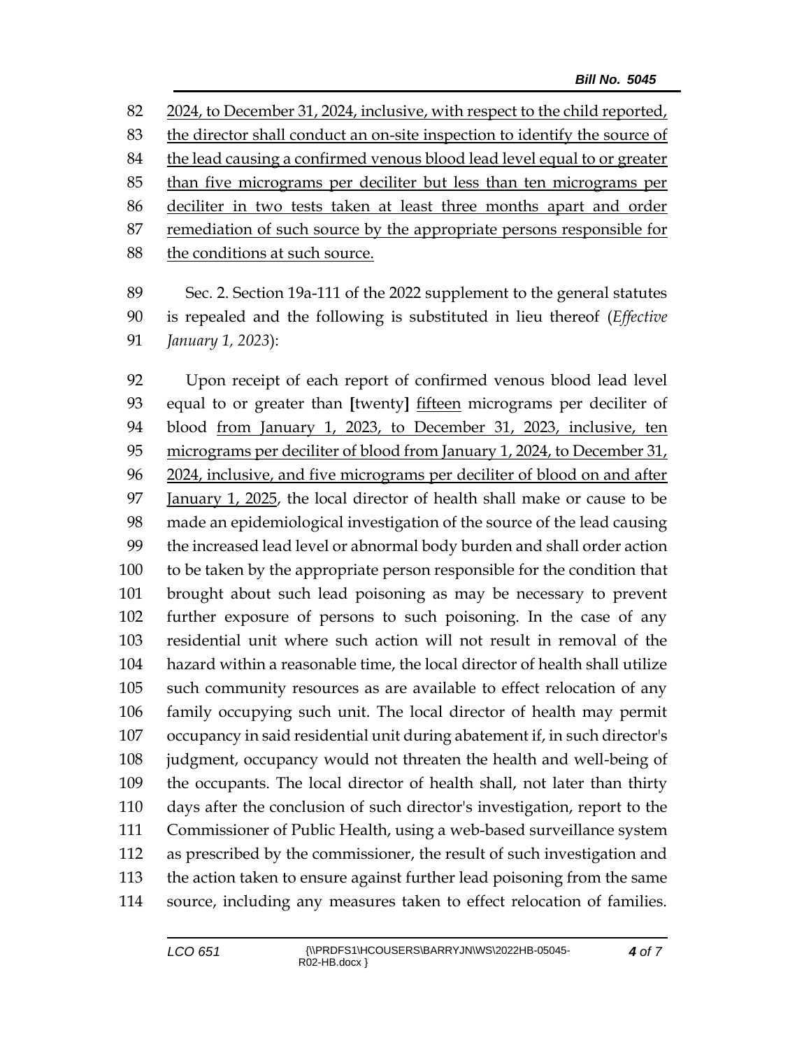2024, to December 31, 2024, inclusive, with respect to the child reported, the director shall conduct an on-site inspection to identify the source of the lead causing a confirmed venous blood lead level equal to or greater than five micrograms per deciliter but less than ten micrograms per deciliter in two tests taken at least three months apart and order remediation of such source by the appropriate persons responsible for the conditions at such source.

Sec. 2. Section 19a-111 of the 2022 supplement to the general statutes is repealed and the following is substituted in lieu thereof (*Effective January 1, 2023*):

Upon receipt of each report of confirmed venous blood lead level equal to or greater than **[**twenty**]** fifteen micrograms per deciliter of blood from January 1, 2023, to December 31, 2023, inclusive, ten micrograms per deciliter of blood from January 1, 2024, to December 31, 2024, inclusive, and five micrograms per deciliter of blood on and after January 1, 2025, the local director of health shall make or cause to be made an epidemiological investigation of the source of the lead causing the increased lead level or abnormal body burden and shall order action to be taken by the appropriate person responsible for the condition that brought about such lead poisoning as may be necessary to prevent further exposure of persons to such poisoning. In the case of any residential unit where such action will not result in removal of the hazard within a reasonable time, the local director of health shall utilize such community resources as are available to effect relocation of any family occupying such unit. The local director of health may permit occupancy in said residential unit during abatement if, in such director's judgment, occupancy would not threaten the health and well-being of the occupants. The local director of health shall, not later than thirty days after the conclusion of such director's investigation, report to the Commissioner of Public Health, using a web-based surveillance system as prescribed by the commissioner, the result of such investigation and the action taken to ensure against further lead poisoning from the same source, including any measures taken to effect relocation of families.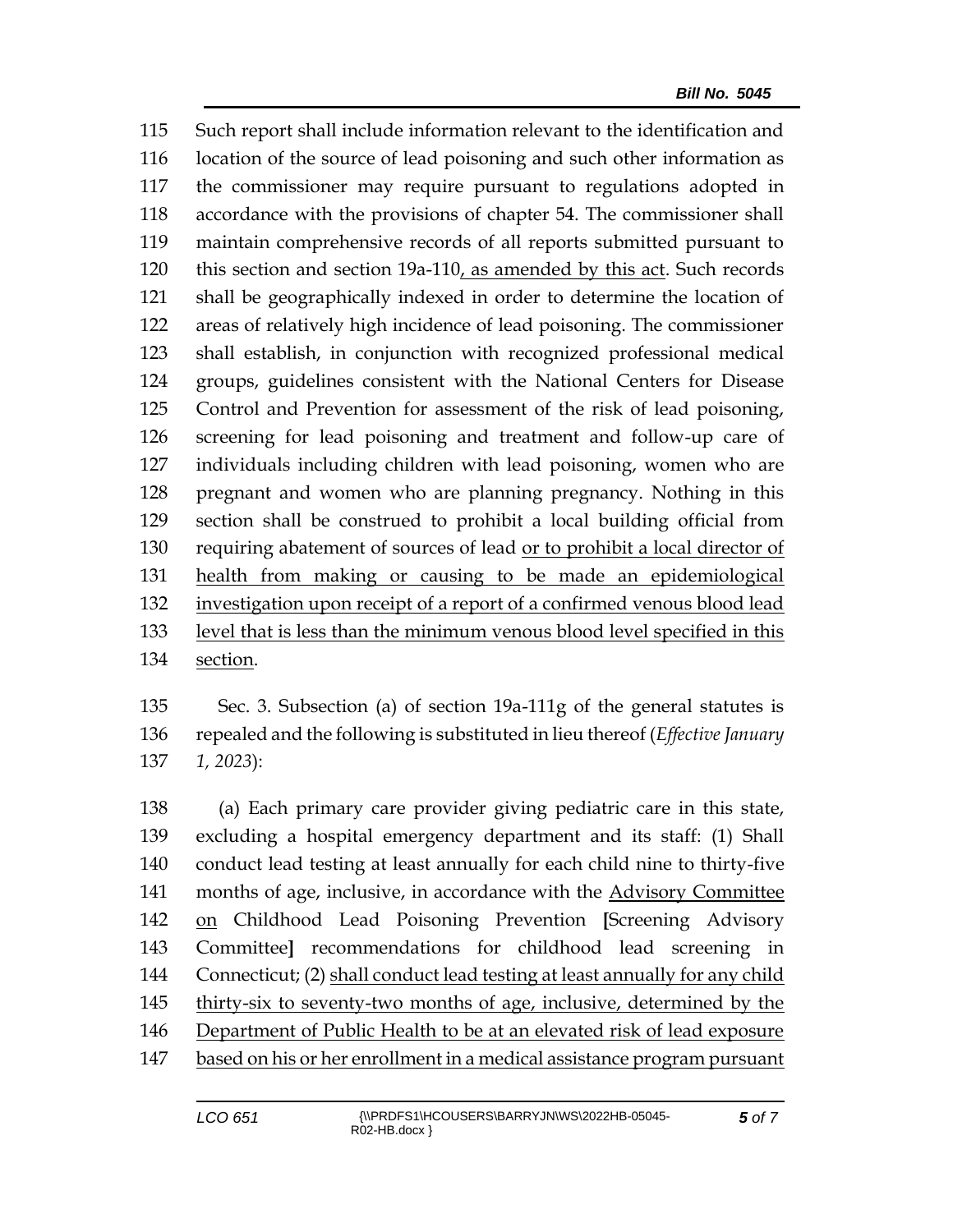115 Such report shall include information relevant to the identification and
116 location of the source of lead poisoning and such other information as
117 the commissioner may require pursuant to regulations adopted in
118 accordance with the provisions of chapter 54. The commissioner shall
119 maintain comprehensive records of all reports submitted pursuant to
120 this section and section 19a-110<u>, as amended by this act</u>. Such records
121 shall be geographically indexed in order to determine the location of
122 areas of relatively high incidence of lead poisoning. The commissioner
123 shall establish, in conjunction with recognized professional medical
124 groups, guidelines consistent with the National Centers for Disease
125 Control and Prevention for assessment of the risk of lead poisoning,
126 screening for lead poisoning and treatment and follow-up care of
127 individuals including children with lead poisoning, women who are
128 pregnant and women who are planning pregnancy. Nothing in this
129 section shall be construed to prohibit a local building official from
130 requiring abatement of sources of lead <u>or to prohibit a local director of</u>
131 <u>health from making or causing to be made an epidemiological</u>
132 <u>investigation upon receipt of a report of a confirmed venous blood lead</u>
133 <u>level that is less than the minimum venous blood level specified in this</u>
134 <u>section</u>.

135 Sec. 3. Subsection (a) of section 19a-111g of the general statutes is
136 repealed and the following is substituted in lieu thereof (*Effective January*
137 *1, 2023*):

138 (a) Each primary care provider giving pediatric care in this state,
139 excluding a hospital emergency department and its staff: (1) Shall
140 conduct lead testing at least annually for each child nine to thirty-five
141 months of age, inclusive, in accordance with the <u>Advisory Committee</u>
142 <u>on</u> Childhood Lead Poisoning Prevention **[**Screening Advisory
143 Committee**]** recommendations for childhood lead screening in
144 Connecticut; (2) <u>shall conduct lead testing at least annually for any child</u>
145 <u>thirty-six to seventy-two months of age, inclusive, determined by the</u>
146 <u>Department of Public Health to be at an elevated risk of lead exposure</u>
147 <u>based on his or her enrollment in a medical assistance program pursuant</u>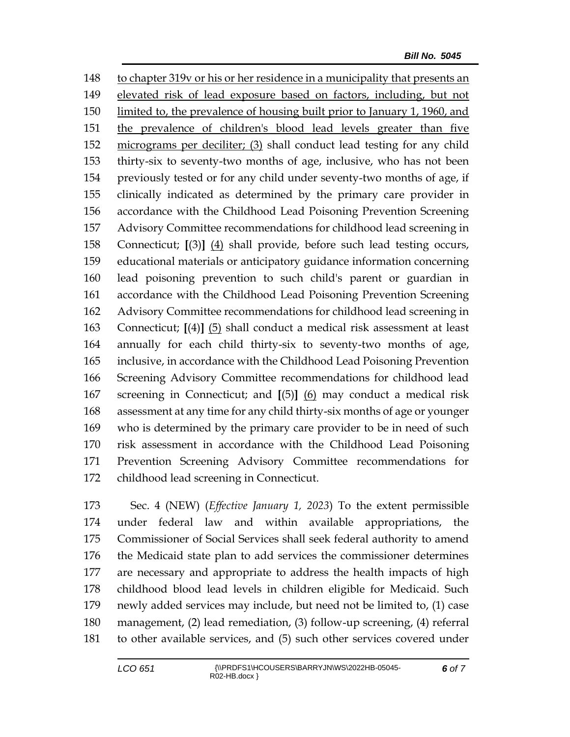to chapter 319v or his or her residence in a municipality that presents an elevated risk of lead exposure based on factors, including, but not limited to, the prevalence of housing built prior to January 1, 1960, and the prevalence of children's blood lead levels greater than five micrograms per deciliter; (3) shall conduct lead testing for any child thirty-six to seventy-two months of age, inclusive, who has not been previously tested or for any child under seventy-two months of age, if clinically indicated as determined by the primary care provider in accordance with the Childhood Lead Poisoning Prevention Screening Advisory Committee recommendations for childhood lead screening in Connecticut; **[**(3)**]** (4) shall provide, before such lead testing occurs, educational materials or anticipatory guidance information concerning lead poisoning prevention to such child's parent or guardian in accordance with the Childhood Lead Poisoning Prevention Screening Advisory Committee recommendations for childhood lead screening in Connecticut; **[**(4)**]** (5) shall conduct a medical risk assessment at least annually for each child thirty-six to seventy-two months of age, inclusive, in accordance with the Childhood Lead Poisoning Prevention Screening Advisory Committee recommendations for childhood lead screening in Connecticut; and **[**(5)**]** (6) may conduct a medical risk assessment at any time for any child thirty-six months of age or younger who is determined by the primary care provider to be in need of such risk assessment in accordance with the Childhood Lead Poisoning Prevention Screening Advisory Committee recommendations for childhood lead screening in Connecticut.

Sec. 4 (NEW) (*Effective January 1, 2023*) To the extent permissible under federal law and within available appropriations, the Commissioner of Social Services shall seek federal authority to amend the Medicaid state plan to add services the commissioner determines are necessary and appropriate to address the health impacts of high childhood blood lead levels in children eligible for Medicaid. Such newly added services may include, but need not be limited to, (1) case management, (2) lead remediation, (3) follow-up screening, (4) referral to other available services, and (5) such other services covered under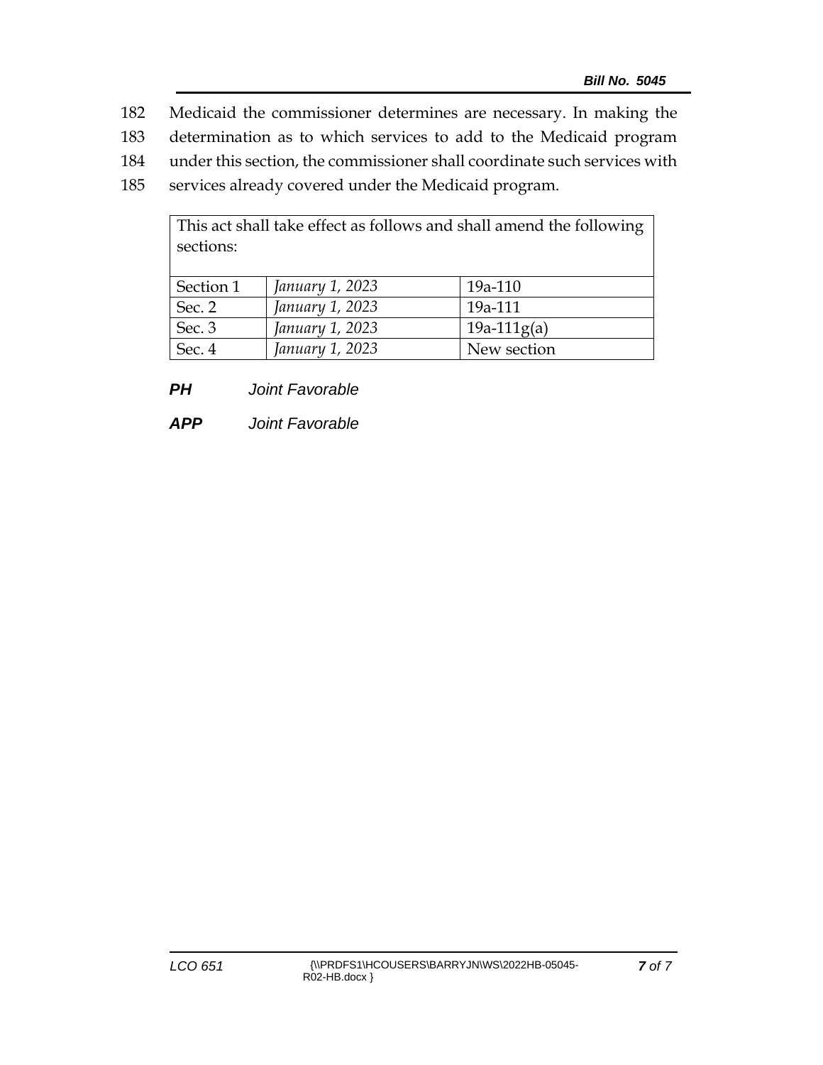182 Medicaid the commissioner determines are necessary. In making the
183 determination as to which services to add to the Medicaid program
184 under this section, the commissioner shall coordinate such services with
185 services already covered under the Medicaid program.

| This act shall take effect as follows and shall amend the following sections: | | |
|---|---|---|
| Section 1 | *January 1, 2023* | 19a-110 |
| Sec. 2 | *January 1, 2023* | 19a-111 |
| Sec. 3 | *January 1, 2023* | 19a-111g(a) |
| Sec. 4 | *January 1, 2023* | New section |

***PH*** *Joint Favorable*

***APP*** *Joint Favorable*